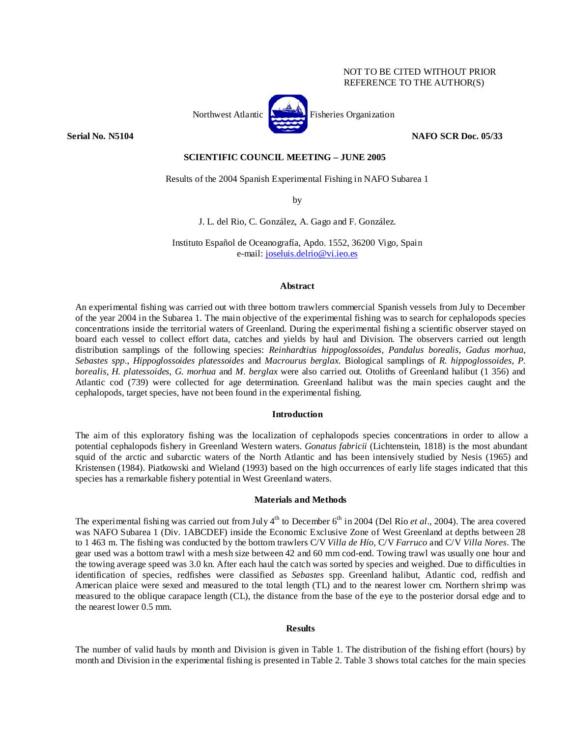NOT TO BE CITED WITHOUT PRIOR REFERENCE TO THE AUTHOR(S)

Northwest Atlantic Fisheries Organization

**Serial No. N5104** **NAFO SCR Doc. 05/33**

**SCIENTIFIC COUNCIL MEETING – JUNE 2005**

Results of the 2004 Spanish Experimental Fishing in NAFO Subarea 1

by

J. L. del Rio, C. González, A. Gago and F. González.

Instituto Español de Oceanografía, Apdo. 1552, 36200 Vigo, Spain
e-mail: joseluis.delrio@vi.ieo.es

## Abstract

An experimental fishing was carried out with three bottom trawlers commercial Spanish vessels from July to December of the year 2004 in the Subarea 1. The main objective of the experimental fishing was to search for cephalopods species concentrations inside the territorial waters of Greenland. During the experimental fishing a scientific observer stayed on board each vessel to collect effort data, catches and yields by haul and Division. The observers carried out length distribution samplings of the following species: *Reinhardtius hippoglossoides, Pandalus borealis, Gadus morhua, Sebastes spp., Hippoglossoides platessoides* and *Macrourus berglax*. Biological samplings of *R. hippoglossoides, P. borealis, H. platessoides, G. morhua* and *M. berglax* were also carried out. Otoliths of Greenland halibut (1 356) and Atlantic cod (739) were collected for age determination. Greenland halibut was the main species caught and the cephalopods, target species, have not been found in the experimental fishing.

## Introduction

The aim of this exploratory fishing was the localization of cephalopods species concentrations in order to allow a potential cephalopods fishery in Greenland Western waters. *Gonatus fabricii* (Lichtenstein, 1818) is the most abundant squid of the arctic and subarctic waters of the North Atlantic and has been intensively studied by Nesis (1965) and Kristensen (1984). Piatkowski and Wieland (1993) based on the high occurrences of early life stages indicated that this species has a remarkable fishery potential in West Greenland waters.

## Materials and Methods

The experimental fishing was carried out from July 4th to December 6th in 2004 (Del Río *et al*., 2004). The area covered was NAFO Subarea 1 (Div. 1ABCDEF) inside the Economic Exclusive Zone of West Greenland at depths between 28 to 1 463 m. The fishing was conducted by the bottom trawlers C/V *Villa de Hío,* C/V *Farruco* and C/V *Villa Nores*. The gear used was a bottom trawl with a mesh size between 42 and 60 mm cod-end. Towing trawl was usually one hour and the towing average speed was 3.0 kn. After each haul the catch was sorted by species and weighed. Due to difficulties in identification of species, redfishes were classified as *Sebastes* spp. Greenland halibut, Atlantic cod, redfish and American plaice were sexed and measured to the total length (TL) and to the nearest lower cm. Northern shrimp was measured to the oblique carapace length (CL), the distance from the base of the eye to the posterior dorsal edge and to the nearest lower 0.5 mm.

## Results

The number of valid hauls by month and Division is given in Table 1. The distribution of the fishing effort (hours) by month and Division in the experimental fishing is presented in Table 2. Table 3 shows total catches for the main species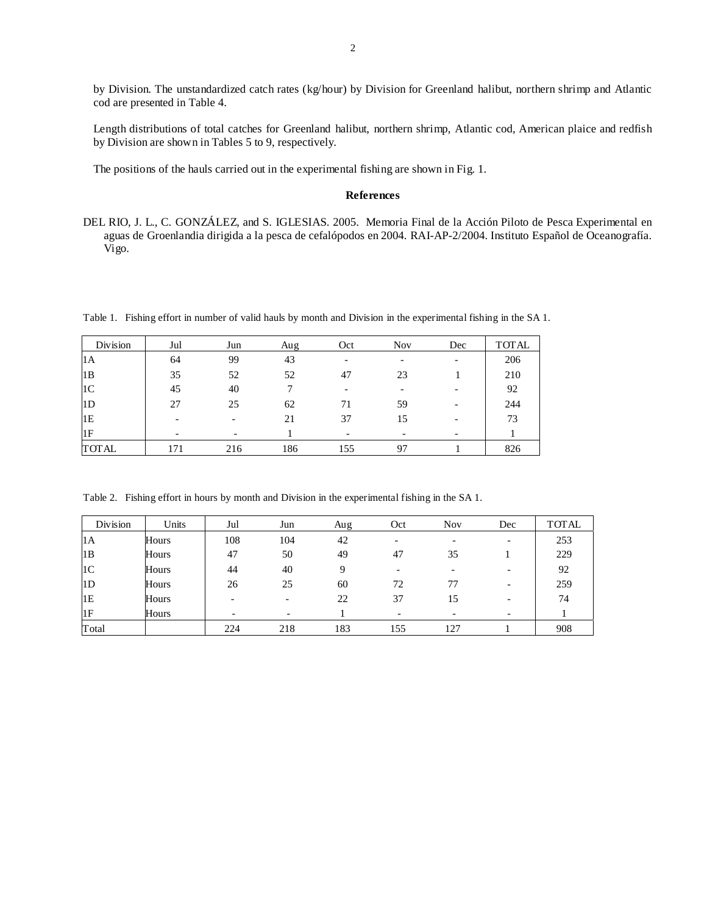by Division. The unstandardized catch rates (kg/hour) by Division for Greenland halibut, northern shrimp and Atlantic cod are presented in Table 4.

Length distributions of total catches for Greenland halibut, northern shrimp, Atlantic cod, American plaice and redfish by Division are shown in Tables 5 to 9, respectively.

The positions of the hauls carried out in the experimental fishing are shown in Fig. 1.

## References

DEL RIO, J. L., C. GONZÁLEZ, and S. IGLESIAS. 2005. Memoria Final de la Acción Piloto de Pesca Experimental en aguas de Groenlandia dirigida a la pesca de cefalópodos en 2004. RAI-AP-2/2004. Instituto Español de Oceanografía. Vigo.

Table 1. Fishing effort in number of valid hauls by month and Division in the experimental fishing in the SA 1.

| Division | Jul | Jun | Aug | Oct | Nov | Dec | TOTAL |
|---|---|---|---|---|---|---|---|
| 1A | 64 | 99 | 43 | - | - | - | 206 |
| 1B | 35 | 52 | 52 | 47 | 23 | 1 | 210 |
| 1C | 45 | 40 | 7 | - | - | - | 92 |
| 1D | 27 | 25 | 62 | 71 | 59 | - | 244 |
| 1E | - | - | 21 | 37 | 15 | - | 73 |
| 1F | - | - | 1 | - | - | - | 1 |
| TOTAL | 171 | 216 | 186 | 155 | 97 | 1 | 826 |

Table 2. Fishing effort in hours by month and Division in the experimental fishing in the SA 1.

| Division | Units | Jul | Jun | Aug | Oct | Nov | Dec | TOTAL |
|---|---|---|---|---|---|---|---|---|
| 1A | Hours | 108 | 104 | 42 | - | - | - | 253 |
| 1B | Hours | 47 | 50 | 49 | 47 | 35 | 1 | 229 |
| 1C | Hours | 44 | 40 | 9 | - | - | - | 92 |
| 1D | Hours | 26 | 25 | 60 | 72 | 77 | - | 259 |
| 1E | Hours | - | - | 22 | 37 | 15 | - | 74 |
| 1F | Hours | - | - | 1 | - | - | - | 1 |
| Total | | 224 | 218 | 183 | 155 | 127 | 1 | 908 |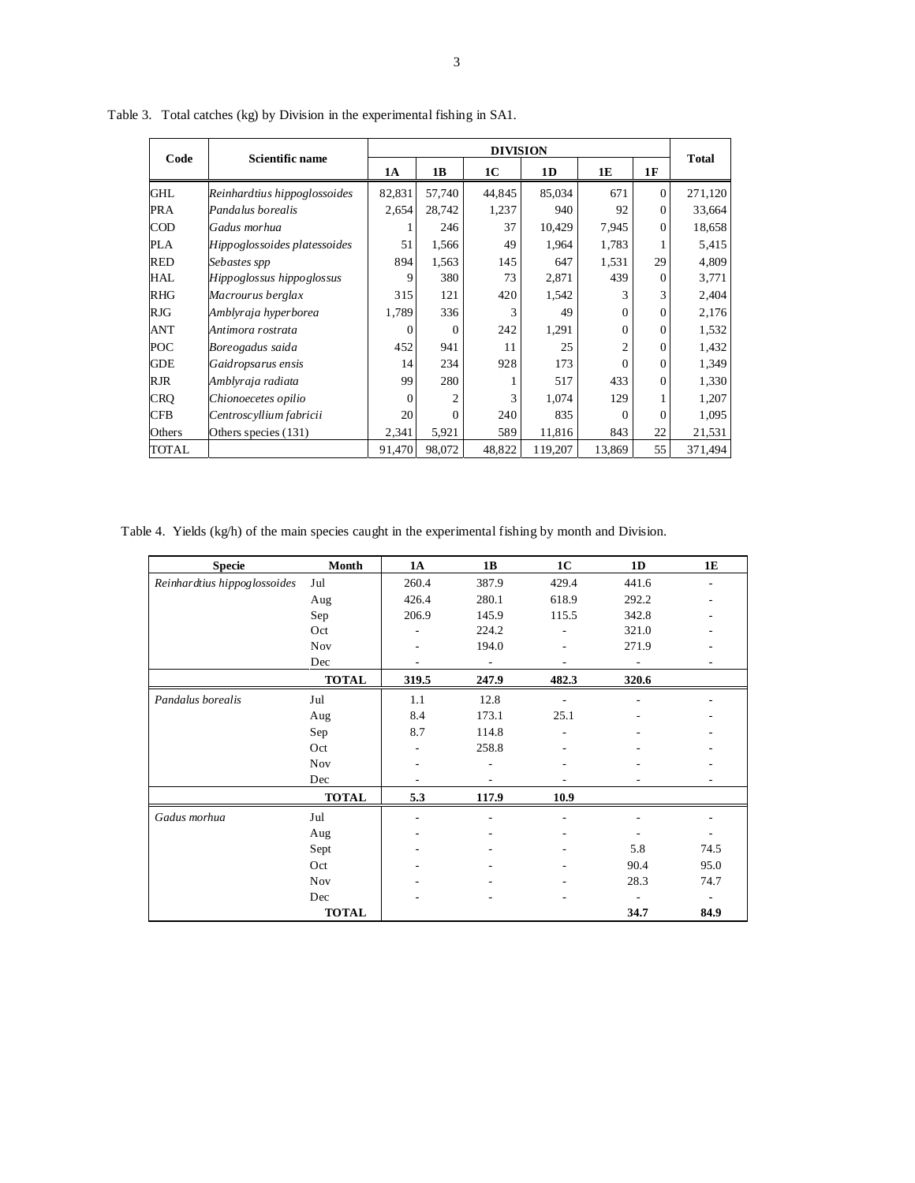Table 3. Total catches (kg) by Division in the experimental fishing in SA1.

| Code | Scientific name | DIVISION | | | | | | Total |
|---|---|---|---|---|---|---|---|---|
| | | 1A | 1B | 1C | 1D | 1E | 1F | |
| GHL | *Reinhardtius hippoglossoides* | 82,831 | 57,740 | 44,845 | 85,034 | 671 | 0 | 271,120 |
| PRA | *Pandalus borealis* | 2,654 | 28,742 | 1,237 | 940 | 92 | 0 | 33,664 |
| COD | *Gadus morhua* | 1 | 246 | 37 | 10,429 | 7,945 | 0 | 18,658 |
| PLA | *Hippoglossoides platessoides* | 51 | 1,566 | 49 | 1,964 | 1,783 | 1 | 5,415 |
| RED | *Sebastes spp* | 894 | 1,563 | 145 | 647 | 1,531 | 29 | 4,809 |
| HAL | *Hippoglossus hippoglossus* | 9 | 380 | 73 | 2,871 | 439 | 0 | 3,771 |
| RHG | *Macrourus berglax* | 315 | 121 | 420 | 1,542 | 3 | 3 | 2,404 |
| RJG | *Amblyraja hyperborea* | 1,789 | 336 | 3 | 49 | 0 | 0 | 2,176 |
| ANT | *Antimora rostrata* | 0 | 0 | 242 | 1,291 | 0 | 0 | 1,532 |
| POC | *Boreogadus saida* | 452 | 941 | 11 | 25 | 2 | 0 | 1,432 |
| GDE | *Gaidropsarus ensis* | 14 | 234 | 928 | 173 | 0 | 0 | 1,349 |
| RJR | *Amblyraja radiata* | 99 | 280 | 1 | 517 | 433 | 0 | 1,330 |
| CRQ | *Chionoecetes opilio* | 0 | 2 | 3 | 1,074 | 129 | 1 | 1,207 |
| CFB | *Centroscyllium fabricii* | 20 | 0 | 240 | 835 | 0 | 0 | 1,095 |
| Others | Others species (131) | 2,341 | 5,921 | 589 | 11,816 | 843 | 22 | 21,531 |
| TOTAL | | 91,470 | 98,072 | 48,822 | 119,207 | 13,869 | 55 | 371,494 |

Table 4. Yields (kg/h) of the main species caught in the experimental fishing by month and Division.

| Specie | Month | 1A | 1B | 1C | 1D | 1E |
|---|---|---|---|---|---|---|
| *Reinhardtius hippoglossoides* | Jul | 260.4 | 387.9 | 429.4 | 441.6 | - |
| | Aug | 426.4 | 280.1 | 618.9 | 292.2 | - |
| | Sep | 206.9 | 145.9 | 115.5 | 342.8 | - |
| | Oct | - | 224.2 | - | 321.0 | - |
| | Nov | - | 194.0 | - | 271.9 | - |
| | Dec | - | - | - | - | - |
| | **TOTAL** | **319.5** | **247.9** | **482.3** | **320.6** | |
| *Pandalus borealis* | Jul | 1.1 | 12.8 | - | - | - |
| | Aug | 8.4 | 173.1 | 25.1 | - | - |
| | Sep | 8.7 | 114.8 | - | - | - |
| | Oct | - | 258.8 | - | - | - |
| | Nov | - | - | - | - | - |
| | Dec | - | - | - | - | - |
| | **TOTAL** | **5.3** | **117.9** | **10.9** | | |
| *Gadus morhua* | Jul | - | - | - | - | - |
| | Aug | - | - | - | - | - |
| | Sept | - | - | - | 5.8 | 74.5 |
| | Oct | - | - | - | 90.4 | 95.0 |
| | Nov | - | - | - | 28.3 | 74.7 |
| | Dec | - | - | - | - | - |
| | **TOTAL** | | | | **34.7** | **84.9** |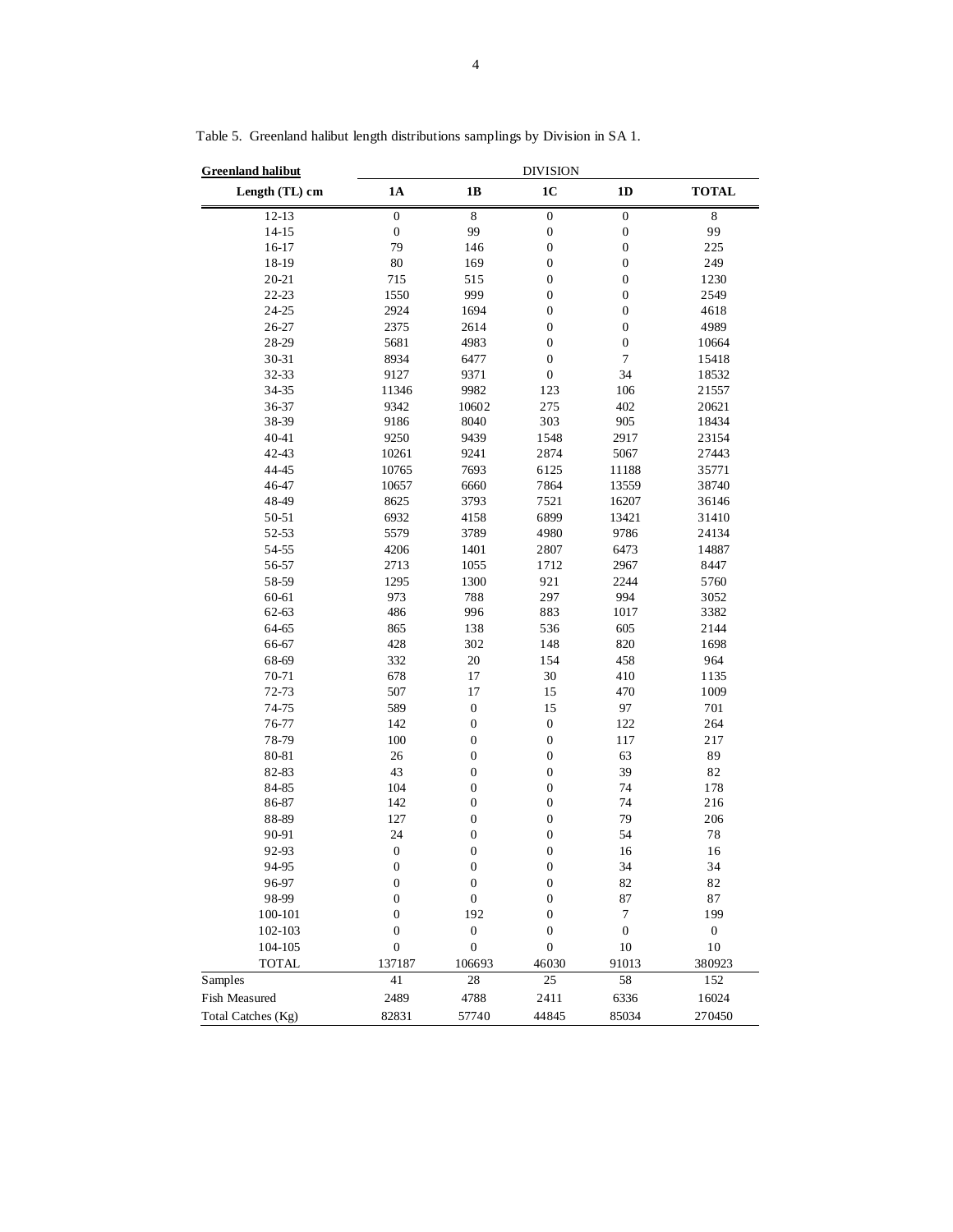Table 5. Greenland halibut length distributions samplings by Division in SA 1.

| **Greenland halibut** | DIVISION | | | | |
|---|---|---|---|---|---|
| **Length (TL) cm** | **1A** | **1B** | **1C** | **1D** | **TOTAL** |
| 12-13 | 0 | 8 | 0 | 0 | 8 |
| 14-15 | 0 | 99 | 0 | 0 | 99 |
| 16-17 | 79 | 146 | 0 | 0 | 225 |
| 18-19 | 80 | 169 | 0 | 0 | 249 |
| 20-21 | 715 | 515 | 0 | 0 | 1230 |
| 22-23 | 1550 | 999 | 0 | 0 | 2549 |
| 24-25 | 2924 | 1694 | 0 | 0 | 4618 |
| 26-27 | 2375 | 2614 | 0 | 0 | 4989 |
| 28-29 | 5681 | 4983 | 0 | 0 | 10664 |
| 30-31 | 8934 | 6477 | 0 | 7 | 15418 |
| 32-33 | 9127 | 9371 | 0 | 34 | 18532 |
| 34-35 | 11346 | 9982 | 123 | 106 | 21557 |
| 36-37 | 9342 | 10602 | 275 | 402 | 20621 |
| 38-39 | 9186 | 8040 | 303 | 905 | 18434 |
| 40-41 | 9250 | 9439 | 1548 | 2917 | 23154 |
| 42-43 | 10261 | 9241 | 2874 | 5067 | 27443 |
| 44-45 | 10765 | 7693 | 6125 | 11188 | 35771 |
| 46-47 | 10657 | 6660 | 7864 | 13559 | 38740 |
| 48-49 | 8625 | 3793 | 7521 | 16207 | 36146 |
| 50-51 | 6932 | 4158 | 6899 | 13421 | 31410 |
| 52-53 | 5579 | 3789 | 4980 | 9786 | 24134 |
| 54-55 | 4206 | 1401 | 2807 | 6473 | 14887 |
| 56-57 | 2713 | 1055 | 1712 | 2967 | 8447 |
| 58-59 | 1295 | 1300 | 921 | 2244 | 5760 |
| 60-61 | 973 | 788 | 297 | 994 | 3052 |
| 62-63 | 486 | 996 | 883 | 1017 | 3382 |
| 64-65 | 865 | 138 | 536 | 605 | 2144 |
| 66-67 | 428 | 302 | 148 | 820 | 1698 |
| 68-69 | 332 | 20 | 154 | 458 | 964 |
| 70-71 | 678 | 17 | 30 | 410 | 1135 |
| 72-73 | 507 | 17 | 15 | 470 | 1009 |
| 74-75 | 589 | 0 | 15 | 97 | 701 |
| 76-77 | 142 | 0 | 0 | 122 | 264 |
| 78-79 | 100 | 0 | 0 | 117 | 217 |
| 80-81 | 26 | 0 | 0 | 63 | 89 |
| 82-83 | 43 | 0 | 0 | 39 | 82 |
| 84-85 | 104 | 0 | 0 | 74 | 178 |
| 86-87 | 142 | 0 | 0 | 74 | 216 |
| 88-89 | 127 | 0 | 0 | 79 | 206 |
| 90-91 | 24 | 0 | 0 | 54 | 78 |
| 92-93 | 0 | 0 | 0 | 16 | 16 |
| 94-95 | 0 | 0 | 0 | 34 | 34 |
| 96-97 | 0 | 0 | 0 | 82 | 82 |
| 98-99 | 0 | 0 | 0 | 87 | 87 |
| 100-101 | 0 | 192 | 0 | 7 | 199 |
| 102-103 | 0 | 0 | 0 | 0 | 0 |
| 104-105 | 0 | 0 | 0 | 10 | 10 |
| TOTAL | 137187 | 106693 | 46030 | 91013 | 380923 |
| Samples | 41 | 28 | 25 | 58 | 152 |
| Fish Measured | 2489 | 4788 | 2411 | 6336 | 16024 |
| Total Catches (Kg) | 82831 | 57740 | 44845 | 85034 | 270450 |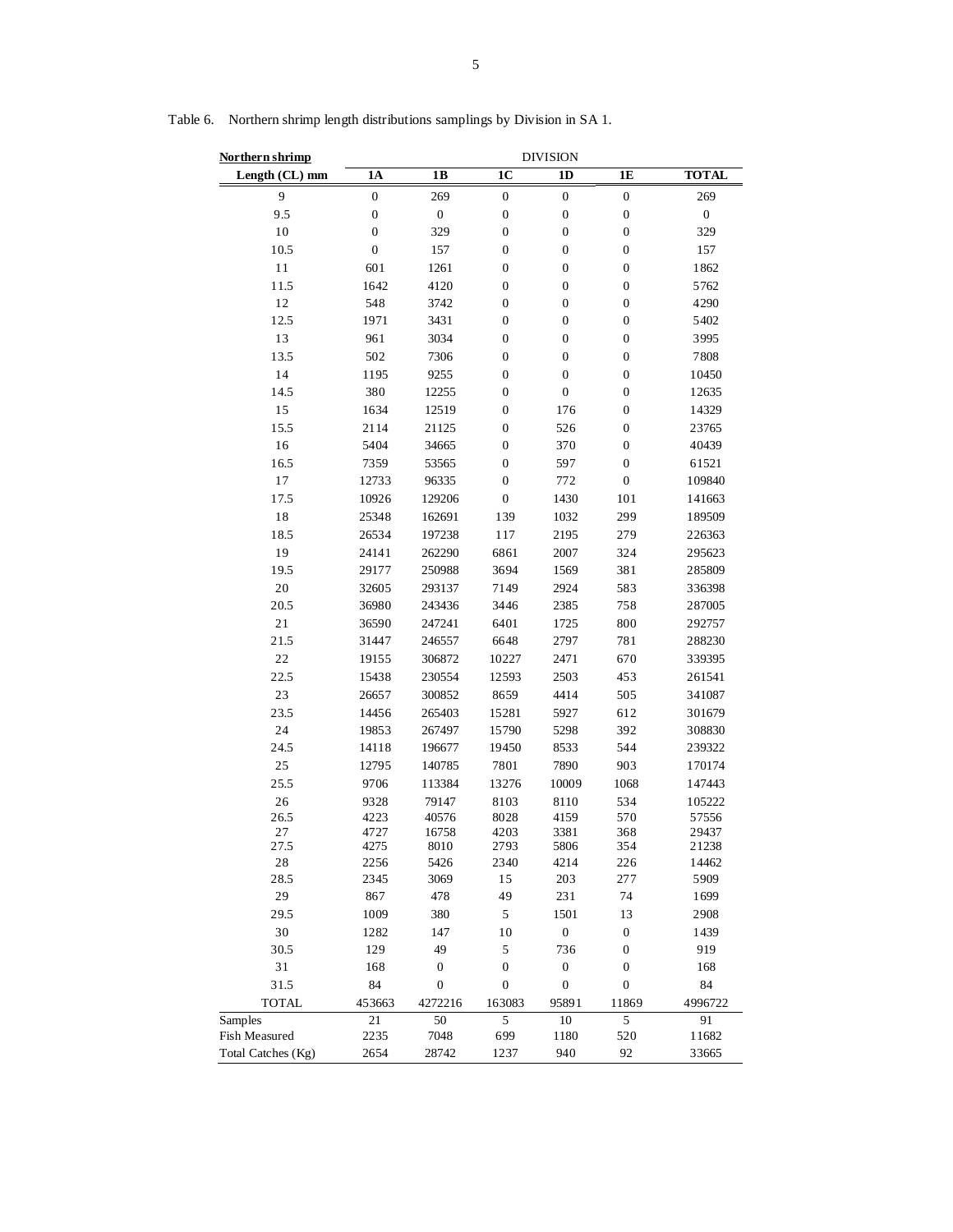Table 6. Northern shrimp length distributions samplings by Division in SA 1.

| Northern shrimp | DIVISION | | | | | |
|---|---|---|---|---|---|---|
| Length (CL) mm | 1A | 1B | 1C | 1D | 1E | TOTAL |
| 9 | 0 | 269 | 0 | 0 | 0 | 269 |
| 9.5 | 0 | 0 | 0 | 0 | 0 | 0 |
| 10 | 0 | 329 | 0 | 0 | 0 | 329 |
| 10.5 | 0 | 157 | 0 | 0 | 0 | 157 |
| 11 | 601 | 1261 | 0 | 0 | 0 | 1862 |
| 11.5 | 1642 | 4120 | 0 | 0 | 0 | 5762 |
| 12 | 548 | 3742 | 0 | 0 | 0 | 4290 |
| 12.5 | 1971 | 3431 | 0 | 0 | 0 | 5402 |
| 13 | 961 | 3034 | 0 | 0 | 0 | 3995 |
| 13.5 | 502 | 7306 | 0 | 0 | 0 | 7808 |
| 14 | 1195 | 9255 | 0 | 0 | 0 | 10450 |
| 14.5 | 380 | 12255 | 0 | 0 | 0 | 12635 |
| 15 | 1634 | 12519 | 0 | 176 | 0 | 14329 |
| 15.5 | 2114 | 21125 | 0 | 526 | 0 | 23765 |
| 16 | 5404 | 34665 | 0 | 370 | 0 | 40439 |
| 16.5 | 7359 | 53565 | 0 | 597 | 0 | 61521 |
| 17 | 12733 | 96335 | 0 | 772 | 0 | 109840 |
| 17.5 | 10926 | 129206 | 0 | 1430 | 101 | 141663 |
| 18 | 25348 | 162691 | 139 | 1032 | 299 | 189509 |
| 18.5 | 26534 | 197238 | 117 | 2195 | 279 | 226363 |
| 19 | 24141 | 262290 | 6861 | 2007 | 324 | 295623 |
| 19.5 | 29177 | 250988 | 3694 | 1569 | 381 | 285809 |
| 20 | 32605 | 293137 | 7149 | 2924 | 583 | 336398 |
| 20.5 | 36980 | 243436 | 3446 | 2385 | 758 | 287005 |
| 21 | 36590 | 247241 | 6401 | 1725 | 800 | 292757 |
| 21.5 | 31447 | 246557 | 6648 | 2797 | 781 | 288230 |
| 22 | 19155 | 306872 | 10227 | 2471 | 670 | 339395 |
| 22.5 | 15438 | 230554 | 12593 | 2503 | 453 | 261541 |
| 23 | 26657 | 300852 | 8659 | 4414 | 505 | 341087 |
| 23.5 | 14456 | 265403 | 15281 | 5927 | 612 | 301679 |
| 24 | 19853 | 267497 | 15790 | 5298 | 392 | 308830 |
| 24.5 | 14118 | 196677 | 19450 | 8533 | 544 | 239322 |
| 25 | 12795 | 140785 | 7801 | 7890 | 903 | 170174 |
| 25.5 | 9706 | 113384 | 13276 | 10009 | 1068 | 147443 |
| 26 | 9328 | 79147 | 8103 | 8110 | 534 | 105222 |
| 26.5 | 4223 | 40576 | 8028 | 4159 | 570 | 57556 |
| 27 | 4727 | 16758 | 4203 | 3381 | 368 | 29437 |
| 27.5 | 4275 | 8010 | 2793 | 5806 | 354 | 21238 |
| 28 | 2256 | 5426 | 2340 | 4214 | 226 | 14462 |
| 28.5 | 2345 | 3069 | 15 | 203 | 277 | 5909 |
| 29 | 867 | 478 | 49 | 231 | 74 | 1699 |
| 29.5 | 1009 | 380 | 5 | 1501 | 13 | 2908 |
| 30 | 1282 | 147 | 10 | 0 | 0 | 1439 |
| 30.5 | 129 | 49 | 5 | 736 | 0 | 919 |
| 31 | 168 | 0 | 0 | 0 | 0 | 168 |
| 31.5 | 84 | 0 | 0 | 0 | 0 | 84 |
| TOTAL | 453663 | 4272216 | 163083 | 95891 | 11869 | 4996722 |
| Samples | 21 | 50 | 5 | 10 | 5 | 91 |
| Fish Measured | 2235 | 7048 | 699 | 1180 | 520 | 11682 |
| Total Catches (Kg) | 2654 | 28742 | 1237 | 940 | 92 | 33665 |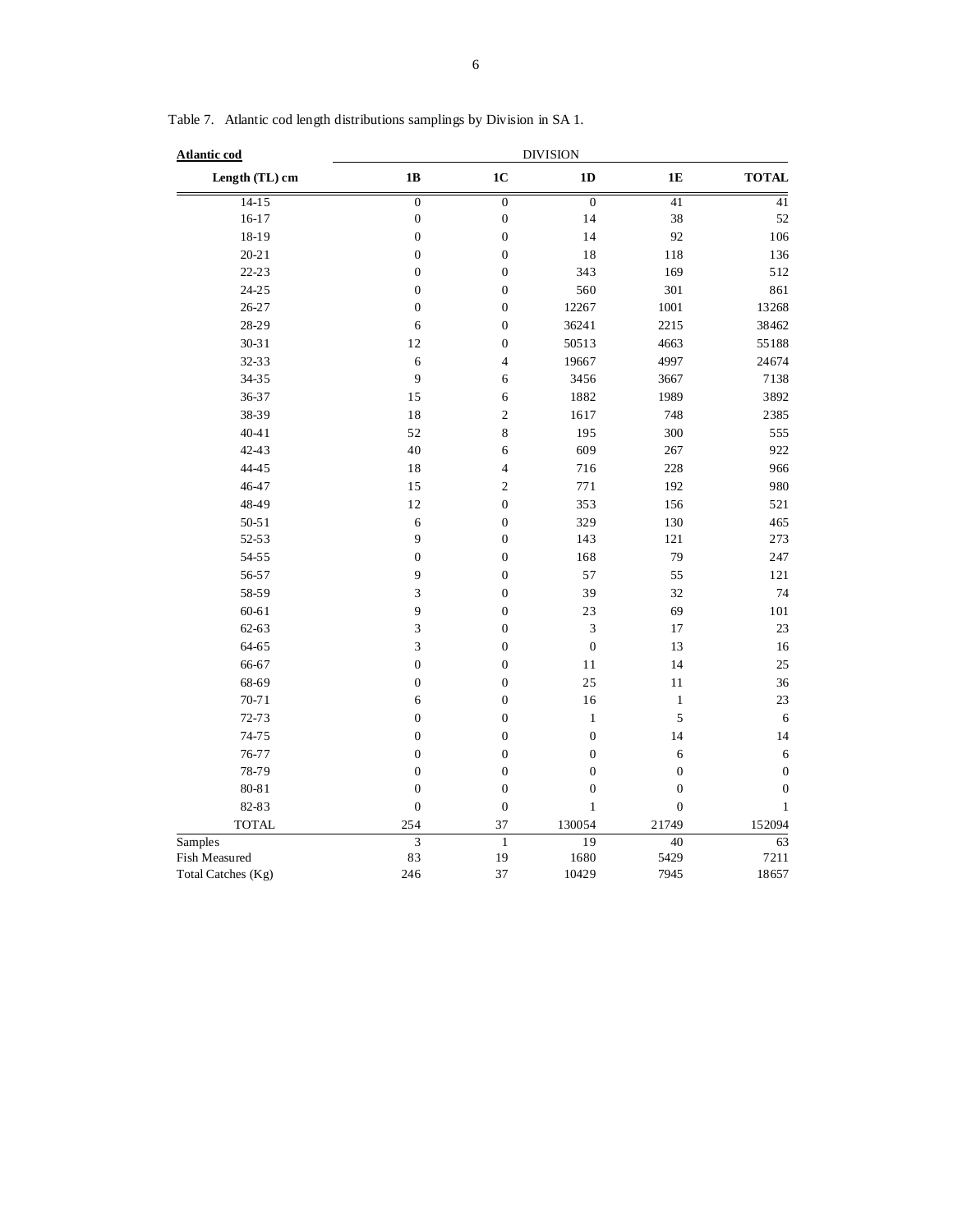Table 7. Atlantic cod length distributions samplings by Division in SA 1.

| **Atlantic cod** | DIVISION | | | | |
|---|---|---|---|---|---|
| **Length (TL) cm** | **1B** | **1C** | **1D** | **1E** | **TOTAL** |
| 14-15 | 0 | 0 | 0 | 41 | 41 |
| 16-17 | 0 | 0 | 14 | 38 | 52 |
| 18-19 | 0 | 0 | 14 | 92 | 106 |
| 20-21 | 0 | 0 | 18 | 118 | 136 |
| 22-23 | 0 | 0 | 343 | 169 | 512 |
| 24-25 | 0 | 0 | 560 | 301 | 861 |
| 26-27 | 0 | 0 | 12267 | 1001 | 13268 |
| 28-29 | 6 | 0 | 36241 | 2215 | 38462 |
| 30-31 | 12 | 0 | 50513 | 4663 | 55188 |
| 32-33 | 6 | 4 | 19667 | 4997 | 24674 |
| 34-35 | 9 | 6 | 3456 | 3667 | 7138 |
| 36-37 | 15 | 6 | 1882 | 1989 | 3892 |
| 38-39 | 18 | 2 | 1617 | 748 | 2385 |
| 40-41 | 52 | 8 | 195 | 300 | 555 |
| 42-43 | 40 | 6 | 609 | 267 | 922 |
| 44-45 | 18 | 4 | 716 | 228 | 966 |
| 46-47 | 15 | 2 | 771 | 192 | 980 |
| 48-49 | 12 | 0 | 353 | 156 | 521 |
| 50-51 | 6 | 0 | 329 | 130 | 465 |
| 52-53 | 9 | 0 | 143 | 121 | 273 |
| 54-55 | 0 | 0 | 168 | 79 | 247 |
| 56-57 | 9 | 0 | 57 | 55 | 121 |
| 58-59 | 3 | 0 | 39 | 32 | 74 |
| 60-61 | 9 | 0 | 23 | 69 | 101 |
| 62-63 | 3 | 0 | 3 | 17 | 23 |
| 64-65 | 3 | 0 | 0 | 13 | 16 |
| 66-67 | 0 | 0 | 11 | 14 | 25 |
| 68-69 | 0 | 0 | 25 | 11 | 36 |
| 70-71 | 6 | 0 | 16 | 1 | 23 |
| 72-73 | 0 | 0 | 1 | 5 | 6 |
| 74-75 | 0 | 0 | 0 | 14 | 14 |
| 76-77 | 0 | 0 | 0 | 6 | 6 |
| 78-79 | 0 | 0 | 0 | 0 | 0 |
| 80-81 | 0 | 0 | 0 | 0 | 0 |
| 82-83 | 0 | 0 | 1 | 0 | 1 |
| TOTAL | 254 | 37 | 130054 | 21749 | 152094 |
| Samples | 3 | 1 | 19 | 40 | 63 |
| Fish Measured | 83 | 19 | 1680 | 5429 | 7211 |
| Total Catches (Kg) | 246 | 37 | 10429 | 7945 | 18657 |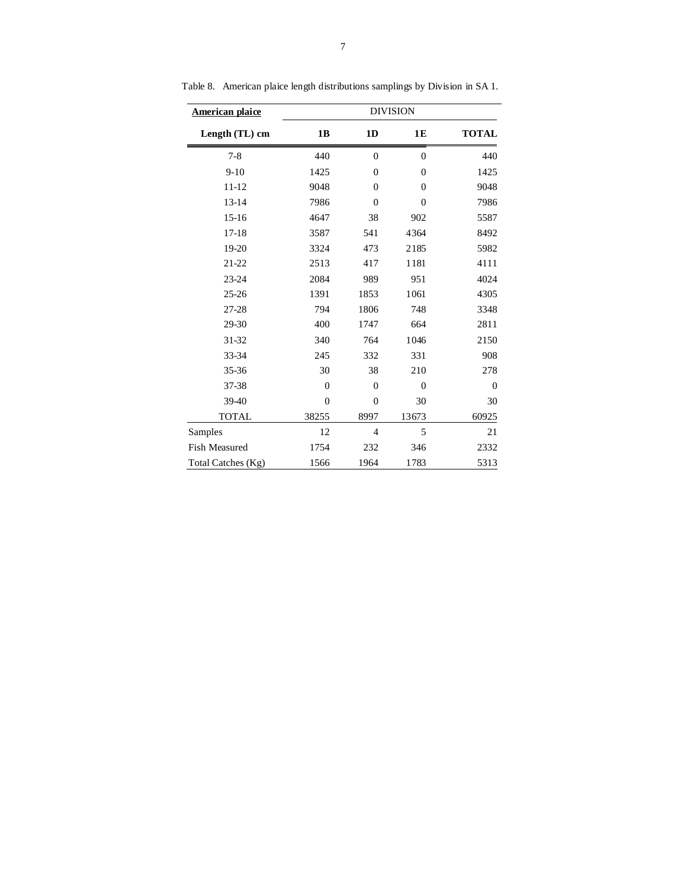Table 8. American plaice length distributions samplings by Division in SA 1.

| **American plaice** | DIVISION | | | |
|---|---|---|---|---|
| **Length (TL) cm** | **1B** | **1D** | **1E** | **TOTAL** |
| 7-8 | 440 | 0 | 0 | 440 |
| 9-10 | 1425 | 0 | 0 | 1425 |
| 11-12 | 9048 | 0 | 0 | 9048 |
| 13-14 | 7986 | 0 | 0 | 7986 |
| 15-16 | 4647 | 38 | 902 | 5587 |
| 17-18 | 3587 | 541 | 4364 | 8492 |
| 19-20 | 3324 | 473 | 2185 | 5982 |
| 21-22 | 2513 | 417 | 1181 | 4111 |
| 23-24 | 2084 | 989 | 951 | 4024 |
| 25-26 | 1391 | 1853 | 1061 | 4305 |
| 27-28 | 794 | 1806 | 748 | 3348 |
| 29-30 | 400 | 1747 | 664 | 2811 |
| 31-32 | 340 | 764 | 1046 | 2150 |
| 33-34 | 245 | 332 | 331 | 908 |
| 35-36 | 30 | 38 | 210 | 278 |
| 37-38 | 0 | 0 | 0 | 0 |
| 39-40 | 0 | 0 | 30 | 30 |
| TOTAL | 38255 | 8997 | 13673 | 60925 |
| Samples | 12 | 4 | 5 | 21 |
| Fish Measured | 1754 | 232 | 346 | 2332 |
| Total Catches (Kg) | 1566 | 1964 | 1783 | 5313 |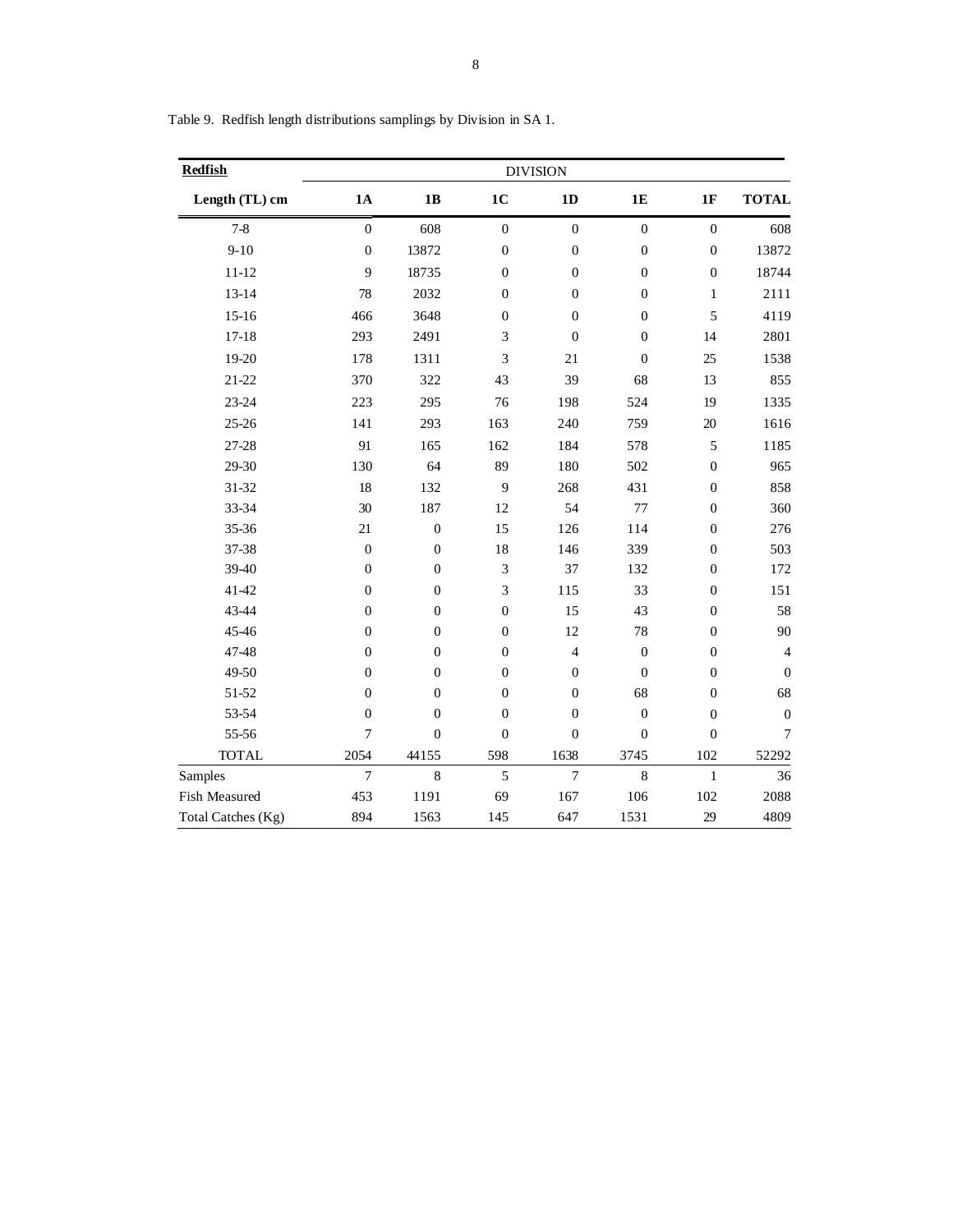Table 9. Redfish length distributions samplings by Division in SA 1.

| **Redfish** | DIVISION | | | | | | |
|---|---|---|---|---|---|---|---|
| **Length (TL) cm** | **1A** | **1B** | **1C** | **1D** | **1E** | **1F** | **TOTAL** |
| 7-8 | 0 | 608 | 0 | 0 | 0 | 0 | 608 |
| 9-10 | 0 | 13872 | 0 | 0 | 0 | 0 | 13872 |
| 11-12 | 9 | 18735 | 0 | 0 | 0 | 0 | 18744 |
| 13-14 | 78 | 2032 | 0 | 0 | 0 | 1 | 2111 |
| 15-16 | 466 | 3648 | 0 | 0 | 0 | 5 | 4119 |
| 17-18 | 293 | 2491 | 3 | 0 | 0 | 14 | 2801 |
| 19-20 | 178 | 1311 | 3 | 21 | 0 | 25 | 1538 |
| 21-22 | 370 | 322 | 43 | 39 | 68 | 13 | 855 |
| 23-24 | 223 | 295 | 76 | 198 | 524 | 19 | 1335 |
| 25-26 | 141 | 293 | 163 | 240 | 759 | 20 | 1616 |
| 27-28 | 91 | 165 | 162 | 184 | 578 | 5 | 1185 |
| 29-30 | 130 | 64 | 89 | 180 | 502 | 0 | 965 |
| 31-32 | 18 | 132 | 9 | 268 | 431 | 0 | 858 |
| 33-34 | 30 | 187 | 12 | 54 | 77 | 0 | 360 |
| 35-36 | 21 | 0 | 15 | 126 | 114 | 0 | 276 |
| 37-38 | 0 | 0 | 18 | 146 | 339 | 0 | 503 |
| 39-40 | 0 | 0 | 3 | 37 | 132 | 0 | 172 |
| 41-42 | 0 | 0 | 3 | 115 | 33 | 0 | 151 |
| 43-44 | 0 | 0 | 0 | 15 | 43 | 0 | 58 |
| 45-46 | 0 | 0 | 0 | 12 | 78 | 0 | 90 |
| 47-48 | 0 | 0 | 0 | 4 | 0 | 0 | 4 |
| 49-50 | 0 | 0 | 0 | 0 | 0 | 0 | 0 |
| 51-52 | 0 | 0 | 0 | 0 | 68 | 0 | 68 |
| 53-54 | 0 | 0 | 0 | 0 | 0 | 0 | 0 |
| 55-56 | 7 | 0 | 0 | 0 | 0 | 0 | 7 |
| TOTAL | 2054 | 44155 | 598 | 1638 | 3745 | 102 | 52292 |
| Samples | 7 | 8 | 5 | 7 | 8 | 1 | 36 |
| Fish Measured | 453 | 1191 | 69 | 167 | 106 | 102 | 2088 |
| Total Catches (Kg) | 894 | 1563 | 145 | 647 | 1531 | 29 | 4809 |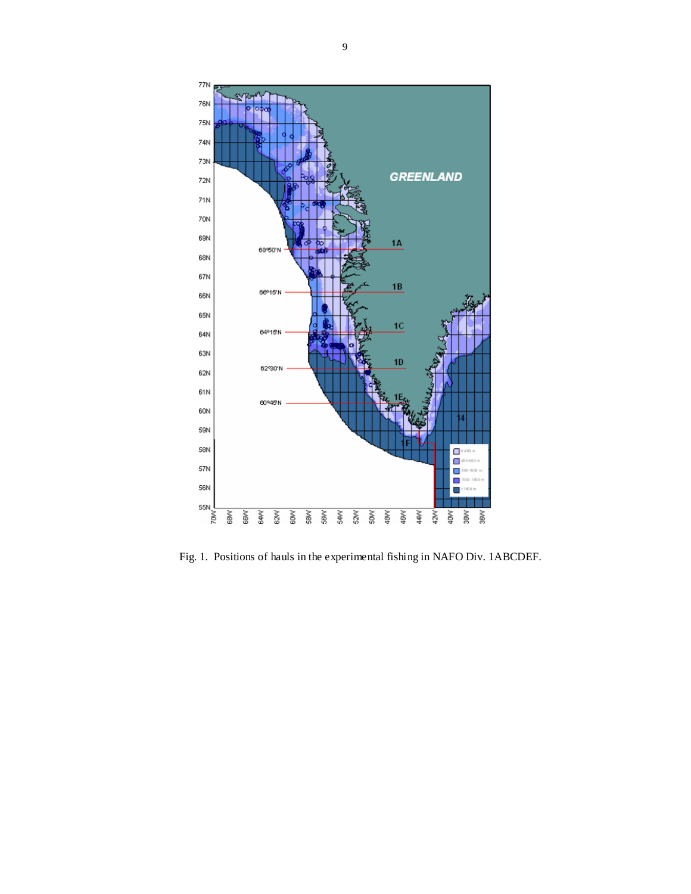77N
76N
75N
74N
73N
72N
71N
70N
69N
68N
67N
66N
65N
64N
63N
62N
61N
60N
59N
58N
57N
56N
55N

70W 68W 66W 64W 62W 60W 58W 56W 54W 52W 50W 48W 46W 44W 42W 40W 38W 36W

GREENLAND

68°50'N
66°15'N
64°15'N
62°30'N
60°45'N

1A
1B
1C
1D
1E
1F
14

0-200 m
200-500 m
500-1000 m
1000-1500 m
>1500 m

Fig. 1. Positions of hauls in the experimental fishing in NAFO Div. 1ABCDEF.